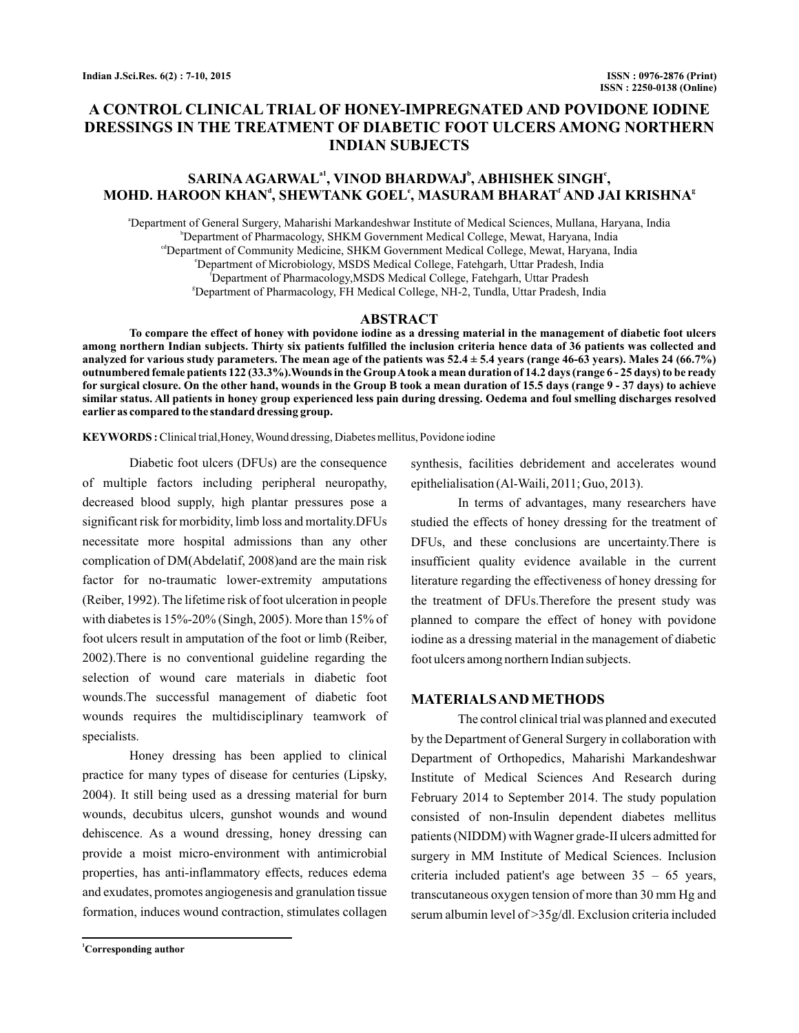# A CONTROL CLINICAL TRIAL OF HONEY-IMPREGNATED AND POVIDONE IODINE DRESSINGS IN THE TREATMENT OF DIABETIC FOOT ULCERS AMONG NORTHERN INDIAN SUBJECTS

**SARINA AGARWAL[a1], VINOD BHARDWAJ[b], ABHISHEK SINGH[c], MOHD. HAROON KHAN[d], SHEWTANK GOEL[e], MASURAM BHARAT[f] AND JAI KRISHNA[g]**

[a]Department of General Surgery, Maharishi Markandeshwar Institute of Medical Sciences, Mullana, Haryana, India
[b]Department of Pharmacology, SHKM Government Medical College, Mewat, Haryana, India
[cd]Department of Community Medicine, SHKM Government Medical College, Mewat, Haryana, India
[e]Department of Microbiology, MSDS Medical College, Fatehgarh, Uttar Pradesh, India
[f]Department of Pharmacology,MSDS Medical College, Fatehgarh, Uttar Pradesh
[g]Department of Pharmacology, FH Medical College, NH-2, Tundla, Uttar Pradesh, India

## ABSTRACT

**To compare the effect of honey with povidone iodine as a dressing material in the management of diabetic foot ulcers among northern Indian subjects. Thirty six patients fulfilled the inclusion criteria hence data of 36 patients was collected and analyzed for various study parameters. The mean age of the patients was 52.4 ± 5.4 years (range 46-63 years). Males 24 (66.7%) outnumbered female patients 122 (33.3%).Wounds in the Group A took a mean duration of 14.2 days (range 6 - 25 days) to be ready for surgical closure. On the other hand, wounds in the Group B took a mean duration of 15.5 days (range 9 - 37 days) to achieve similar status. All patients in honey group experienced less pain during dressing. Oedema and foul smelling discharges resolved earlier as compared to the standard dressing group.**

**KEYWORDS :** Clinical trial,Honey, Wound dressing, Diabetes mellitus, Povidone iodine

Diabetic foot ulcers (DFUs) are the consequence of multiple factors including peripheral neuropathy, decreased blood supply, high plantar pressures pose a significant risk for morbidity, limb loss and mortality.DFUs necessitate more hospital admissions than any other complication of DM(Abdelatif, 2008)and are the main risk factor for no-traumatic lower-extremity amputations (Reiber, 1992). The lifetime risk of foot ulceration in people with diabetes is 15%-20% (Singh, 2005). More than 15% of foot ulcers result in amputation of the foot or limb (Reiber, 2002).There is no conventional guideline regarding the selection of wound care materials in diabetic foot wounds.The successful management of diabetic foot wounds requires the multidisciplinary teamwork of specialists.

Honey dressing has been applied to clinical practice for many types of disease for centuries (Lipsky, 2004). It still being used as a dressing material for burn wounds, decubitus ulcers, gunshot wounds and wound dehiscence. As a wound dressing, honey dressing can provide a moist micro-environment with antimicrobial properties, has anti-inflammatory effects, reduces edema and exudates, promotes angiogenesis and granulation tissue formation, induces wound contraction, stimulates collagen synthesis, facilities debridement and accelerates wound epithelialisation (Al-Waili, 2011; Guo, 2013).

In terms of advantages, many researchers have studied the effects of honey dressing for the treatment of DFUs, and these conclusions are uncertainty.There is insufficient quality evidence available in the current literature regarding the effectiveness of honey dressing for the treatment of DFUs.Therefore the present study was planned to compare the effect of honey with povidone iodine as a dressing material in the management of diabetic foot ulcers among northern Indian subjects.

## MATERIALS AND METHODS

The control clinical trial was planned and executed by the Department of General Surgery in collaboration with Department of Orthopedics, Maharishi Markandeshwar Institute of Medical Sciences And Research during February 2014 to September 2014. The study population consisted of non-Insulin dependent diabetes mellitus patients (NIDDM) with Wagner grade-II ulcers admitted for surgery in MM Institute of Medical Sciences. Inclusion criteria included patient's age between 35 – 65 years, transcutaneous oxygen tension of more than 30 mm Hg and serum albumin level of >35g/dl. Exclusion criteria included

[1]Corresponding author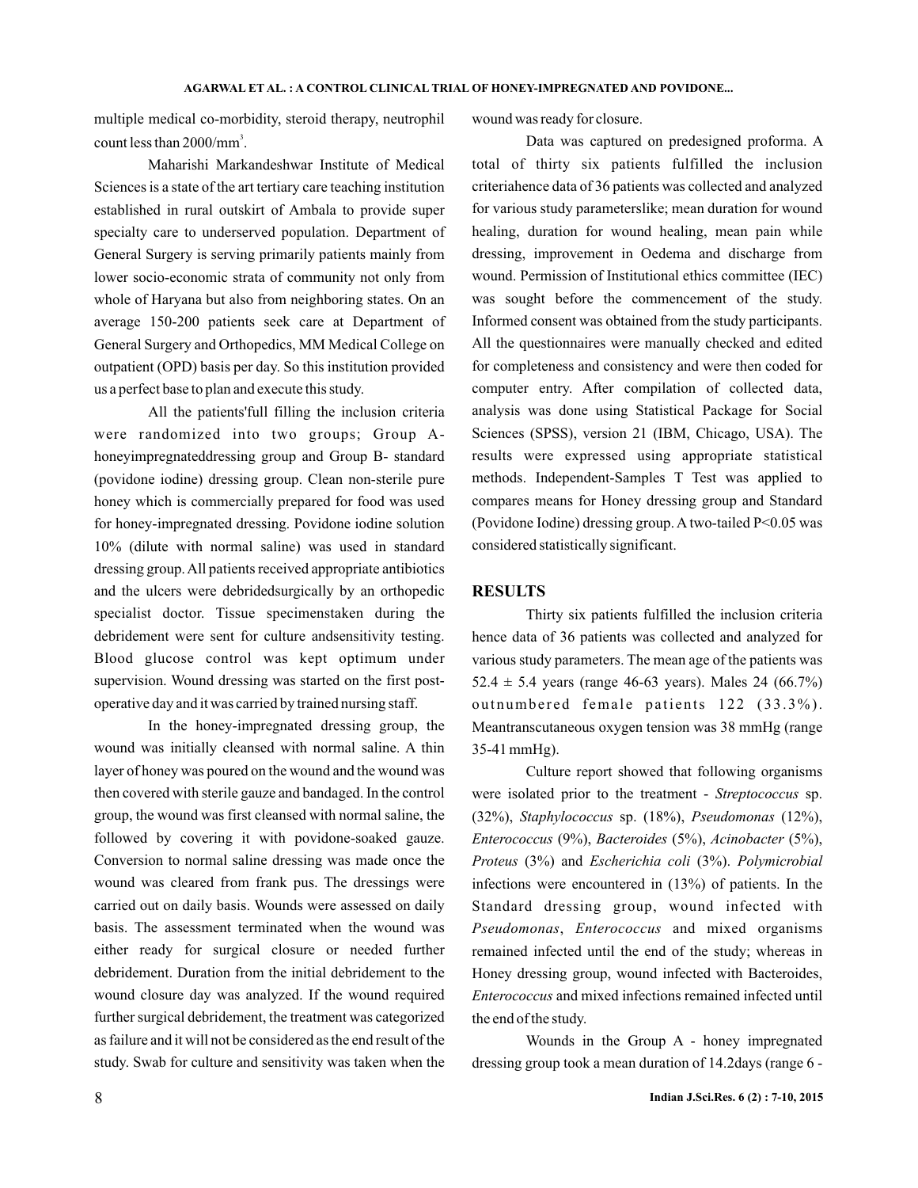multiple medical co-morbidity, steroid therapy, neutrophil count less than 2000/mm$^3$.

Maharishi Markandeshwar Institute of Medical Sciences is a state of the art tertiary care teaching institution established in rural outskirt of Ambala to provide super specialty care to underserved population. Department of General Surgery is serving primarily patients mainly from lower socio-economic strata of community not only from whole of Haryana but also from neighboring states. On an average 150-200 patients seek care at Department of General Surgery and Orthopedics, MM Medical College on outpatient (OPD) basis per day. So this institution provided us a perfect base to plan and execute this study.

All the patients'full filling the inclusion criteria were randomized into two groups; Group A- honeyimpregnateddressing group and Group B- standard (povidone iodine) dressing group. Clean non-sterile pure honey which is commercially prepared for food was used for honey-impregnated dressing. Povidone iodine solution 10% (dilute with normal saline) was used in standard dressing group. All patients received appropriate antibiotics and the ulcers were debridedsurgically by an orthopedic specialist doctor. Tissue specimenstaken during the debridement were sent for culture andsensitivity testing. Blood glucose control was kept optimum under supervision. Wound dressing was started on the first post-operative day and it was carried by trained nursing staff.

In the honey-impregnated dressing group, the wound was initially cleansed with normal saline. A thin layer of honey was poured on the wound and the wound was then covered with sterile gauze and bandaged. In the control group, the wound was first cleansed with normal saline, the followed by covering it with povidone-soaked gauze. Conversion to normal saline dressing was made once the wound was cleared from frank pus. The dressings were carried out on daily basis. Wounds were assessed on daily basis. The assessment terminated when the wound was either ready for surgical closure or needed further debridement. Duration from the initial debridement to the wound closure day was analyzed. If the wound required further surgical debridement, the treatment was categorized as failure and it will not be considered as the end result of the study. Swab for culture and sensitivity was taken when the wound was ready for closure.

Data was captured on predesigned proforma. A total of thirty six patients fulfilled the inclusion criteriahence data of 36 patients was collected and analyzed for various study parameterslike; mean duration for wound healing, duration for wound healing, mean pain while dressing, improvement in Oedema and discharge from wound. Permission of Institutional ethics committee (IEC) was sought before the commencement of the study. Informed consent was obtained from the study participants. All the questionnaires were manually checked and edited for completeness and consistency and were then coded for computer entry. After compilation of collected data, analysis was done using Statistical Package for Social Sciences (SPSS), version 21 (IBM, Chicago, USA). The results were expressed using appropriate statistical methods. Independent-Samples T Test was applied to compares means for Honey dressing group and Standard (Povidone Iodine) dressing group. A two-tailed $P<0.05$ was considered statistically significant.

## RESULTS

Thirty six patients fulfilled the inclusion criteria hence data of 36 patients was collected and analyzed for various study parameters. The mean age of the patients was $52.4 \pm 5.4$ years (range 46-63 years). Males 24 (66.7%) outnumbered female patients 122 (33.3%). Meantranscutaneous oxygen tension was 38 mmHg (range 35-41 mmHg).

Culture report showed that following organisms were isolated prior to the treatment - *Streptococcus* sp. (32%), *Staphylococcus* sp. (18%), *Pseudomonas* (12%), *Enterococcus* (9%), *Bacteroides* (5%), *Acinobacter* (5%), *Proteus* (3%) and *Escherichia coli* (3%). *Polymicrobial* infections were encountered in (13%) of patients. In the Standard dressing group, wound infected with *Pseudomonas*, *Enterococcus* and mixed organisms remained infected until the end of the study; whereas in Honey dressing group, wound infected with Bacteroides, *Enterococcus* and mixed infections remained infected until the end of the study.

Wounds in the Group A - honey impregnated dressing group took a mean duration of 14.2days (range 6 -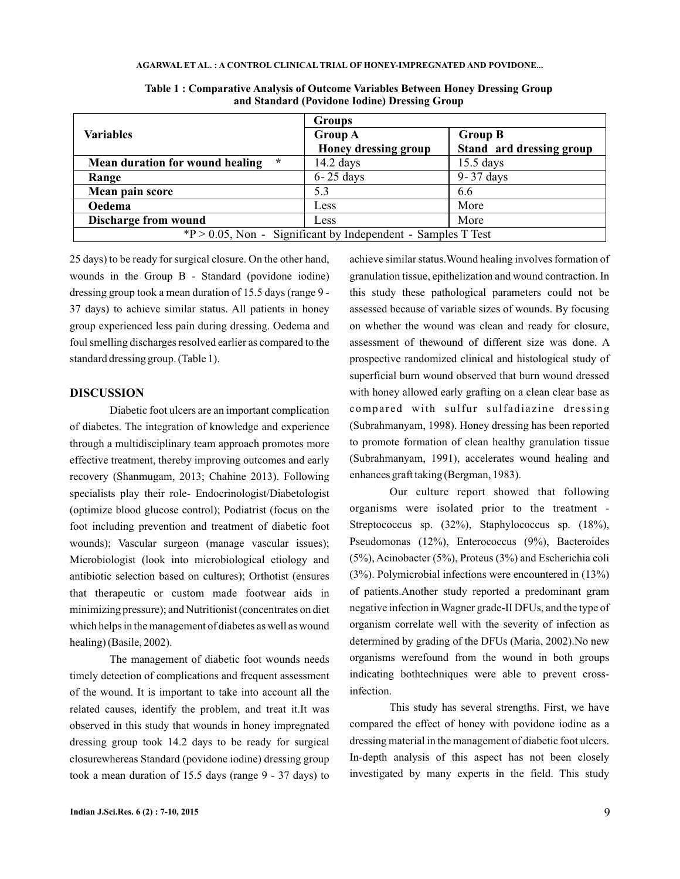**Table 1 : Comparative Analysis of Outcome Variables Between Honey Dressing Group and Standard (Povidone Iodine) Dressing Group**

| Variables | Groups | |
|---|---|---|
| | **Group A** **Honey dressing group** | **Group B** **Stand ard dressing group** |
| **Mean duration for wound healing** * | 14.2 days | 15.5 days |
| **Range** | 6- 25 days | 9- 37 days |
| **Mean pain score** | 5.3 | 6.6 |
| **Oedema** | Less | More |
| **Discharge from wound** | Less | More |
| *P > 0.05, Non - Significant by Independent - Samples T Test | | |

25 days) to be ready for surgical closure. On the other hand, wounds in the Group B - Standard (povidone iodine) dressing group took a mean duration of 15.5 days (range 9 - 37 days) to achieve similar status. All patients in honey group experienced less pain during dressing. Oedema and foul smelling discharges resolved earlier as compared to the standard dressing group. (Table 1).

## DISCUSSION

Diabetic foot ulcers are an important complication of diabetes. The integration of knowledge and experience through a multidisciplinary team approach promotes more effective treatment, thereby improving outcomes and early recovery (Shanmugam, 2013; Chahine 2013). Following specialists play their role- Endocrinologist/Diabetologist (optimize blood glucose control); Podiatrist (focus on the foot including prevention and treatment of diabetic foot wounds); Vascular surgeon (manage vascular issues); Microbiologist (look into microbiological etiology and antibiotic selection based on cultures); Orthotist (ensures that therapeutic or custom made footwear aids in minimizing pressure); and Nutritionist (concentrates on diet which helps in the management of diabetes as well as wound healing) (Basile, 2002).

The management of diabetic foot wounds needs timely detection of complications and frequent assessment of the wound. It is important to take into account all the related causes, identify the problem, and treat it.It was observed in this study that wounds in honey impregnated dressing group took 14.2 days to be ready for surgical closurewhereas Standard (povidone iodine) dressing group took a mean duration of 15.5 days (range 9 - 37 days) to achieve similar status.Wound healing involves formation of granulation tissue, epithelization and wound contraction. In this study these pathological parameters could not be assessed because of variable sizes of wounds. By focusing on whether the wound was clean and ready for closure, assessment of thewound of different size was done. A prospective randomized clinical and histological study of superficial burn wound observed that burn wound dressed with honey allowed early grafting on a clean clear base as compared with sulfur sulfadiazine dressing (Subrahmanyam, 1998). Honey dressing has been reported to promote formation of clean healthy granulation tissue (Subrahmanyam, 1991), accelerates wound healing and enhances graft taking (Bergman, 1983).

Our culture report showed that following organisms were isolated prior to the treatment - Streptococcus sp. (32%), Staphylococcus sp. (18%), Pseudomonas (12%), Enterococcus (9%), Bacteroides (5%), Acinobacter (5%), Proteus (3%) and Escherichia coli (3%). Polymicrobial infections were encountered in (13%) of patients.Another study reported a predominant gram negative infection in Wagner grade-II DFUs, and the type of organism correlate well with the severity of infection as determined by grading of the DFUs (Maria, 2002).No new organisms werefound from the wound in both groups indicating bothtechniques were able to prevent cross-infection.

This study has several strengths. First, we have compared the effect of honey with povidone iodine as a dressing material in the management of diabetic foot ulcers. In-depth analysis of this aspect has not been closely investigated by many experts in the field. This study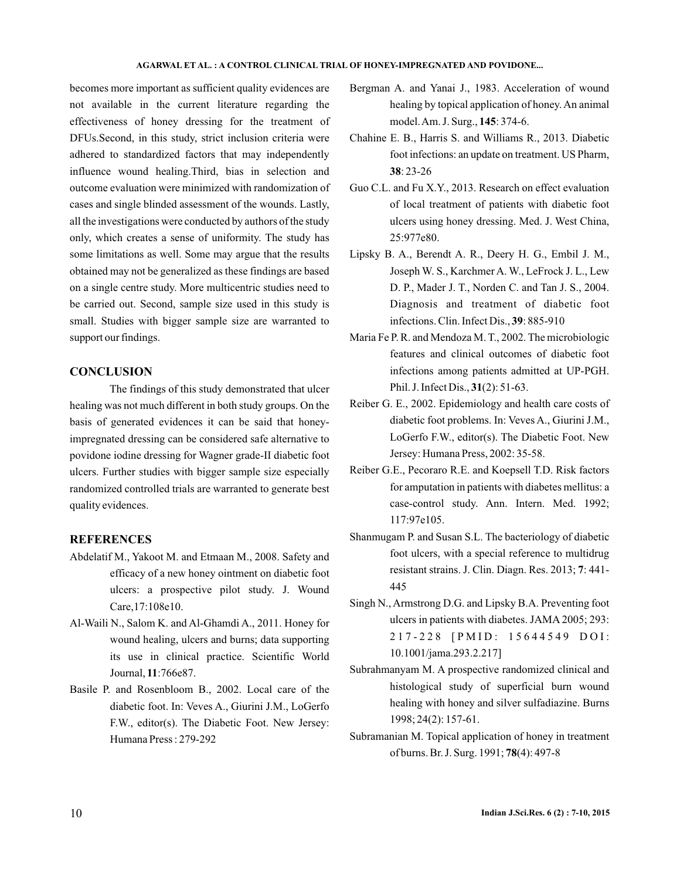becomes more important as sufficient quality evidences are not available in the current literature regarding the effectiveness of honey dressing for the treatment of DFUs.Second, in this study, strict inclusion criteria were adhered to standardized factors that may independently influence wound healing.Third, bias in selection and outcome evaluation were minimized with randomization of cases and single blinded assessment of the wounds. Lastly, all the investigations were conducted by authors of the study only, which creates a sense of uniformity. The study has some limitations as well. Some may argue that the results obtained may not be generalized as these findings are based on a single centre study. More multicentric studies need to be carried out. Second, sample size used in this study is small. Studies with bigger sample size are warranted to support our findings.

## CONCLUSION

The findings of this study demonstrated that ulcer healing was not much different in both study groups. On the basis of generated evidences it can be said that honey-impregnated dressing can be considered safe alternative to povidone iodine dressing for Wagner grade-II diabetic foot ulcers. Further studies with bigger sample size especially randomized controlled trials are warranted to generate best quality evidences.

## REFERENCES

Abdelatif M., Yakoot M. and Etmaan M., 2008. Safety and efficacy of a new honey ointment on diabetic foot ulcers: a prospective pilot study. J. Wound Care,17:108e10.

Al-Waili N., Salom K. and Al-Ghamdi A., 2011. Honey for wound healing, ulcers and burns; data supporting its use in clinical practice. Scientific World Journal, **11**:766e87.

Basile P. and Rosenbloom B., 2002. Local care of the diabetic foot. In: Veves A., Giurini J.M., LoGerfo F.W., editor(s). The Diabetic Foot. New Jersey: Humana Press : 279-292

Bergman A. and Yanai J., 1983. Acceleration of wound healing by topical application of honey. An animal model. Am. J. Surg., **145**: 374-6.

Chahine E. B., Harris S. and Williams R., 2013. Diabetic foot infections: an update on treatment. US Pharm, **38**: 23-26

Guo C.L. and Fu X.Y., 2013. Research on effect evaluation of local treatment of patients with diabetic foot ulcers using honey dressing. Med. J. West China, 25:977e80.

Lipsky B. A., Berendt A. R., Deery H. G., Embil J. M., Joseph W. S., Karchmer A. W., LeFrock J. L., Lew D. P., Mader J. T., Norden C. and Tan J. S., 2004. Diagnosis and treatment of diabetic foot infections. Clin. Infect Dis., **39**: 885-910

Maria Fe P. R. and Mendoza M. T., 2002. The microbiologic features and clinical outcomes of diabetic foot infections among patients admitted at UP-PGH. Phil. J. Infect Dis., **31**(2): 51-63.

Reiber G. E., 2002. Epidemiology and health care costs of diabetic foot problems. In: Veves A., Giurini J.M., LoGerfo F.W., editor(s). The Diabetic Foot. New Jersey: Humana Press, 2002: 35-58.

Reiber G.E., Pecoraro R.E. and Koepsell T.D. Risk factors for amputation in patients with diabetes mellitus: a case-control study. Ann. Intern. Med. 1992; 117:97e105.

Shanmugam P. and Susan S.L. The bacteriology of diabetic foot ulcers, with a special reference to multidrug resistant strains. J. Clin. Diagn. Res. 2013; **7**: 441-445

Singh N., Armstrong D.G. and Lipsky B.A. Preventing foot ulcers in patients with diabetes. JAMA 2005; 293: 217-228 [PMID: 15644549 DOI: 10.1001/jama.293.2.217]

Subrahmanyam M. A prospective randomized clinical and histological study of superficial burn wound healing with honey and silver sulfadiazine. Burns 1998; 24(2): 157-61.

Subramanian M. Topical application of honey in treatment of burns. Br. J. Surg. 1991; **78**(4): 497-8